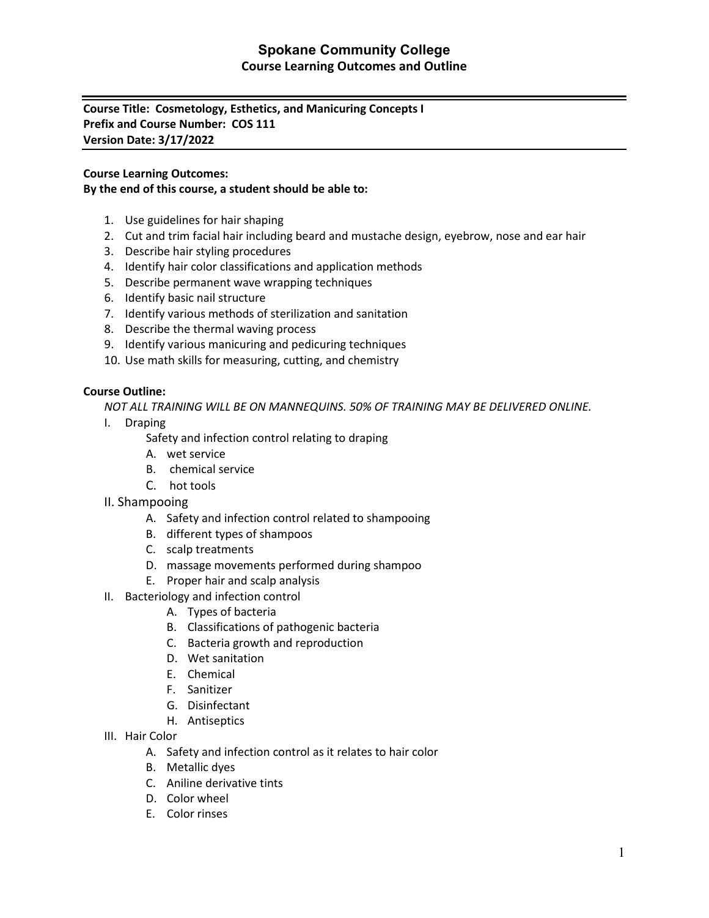# Spokane Community College

## Course Learning Outcomes and Outline

**Course Title: Cosmetology, Esthetics, and Manicuring Concepts I**
**Prefix and Course Number: COS 111**
**Version Date: 3/17/2022**

**Course Learning Outcomes:**
**By the end of this course, a student should be able to:**

1. Use guidelines for hair shaping
2. Cut and trim facial hair including beard and mustache design, eyebrow, nose and ear hair
3. Describe hair styling procedures
4. Identify hair color classifications and application methods
5. Describe permanent wave wrapping techniques
6. Identify basic nail structure
7. Identify various methods of sterilization and sanitation
8. Describe the thermal waving process
9. Identify various manicuring and pedicuring techniques
10. Use math skills for measuring, cutting, and chemistry

**Course Outline:**

*NOT ALL TRAINING WILL BE ON MANNEQUINS. 50% OF TRAINING MAY BE DELIVERED ONLINE.*

I. Draping
   Safety and infection control relating to draping
   A. wet service
   B. chemical service
   C. hot tools

II. Shampooing
   A. Safety and infection control related to shampooing
   B. different types of shampoos
   C. scalp treatments
   D. massage movements performed during shampoo
   E. Proper hair and scalp analysis

II. Bacteriology and infection control
   A. Types of bacteria
   B. Classifications of pathogenic bacteria
   C. Bacteria growth and reproduction
   D. Wet sanitation
   E. Chemical
   F. Sanitizer
   G. Disinfectant
   H. Antiseptics

III. Hair Color
   A. Safety and infection control as it relates to hair color
   B. Metallic dyes
   C. Aniline derivative tints
   D. Color wheel
   E. Color rinses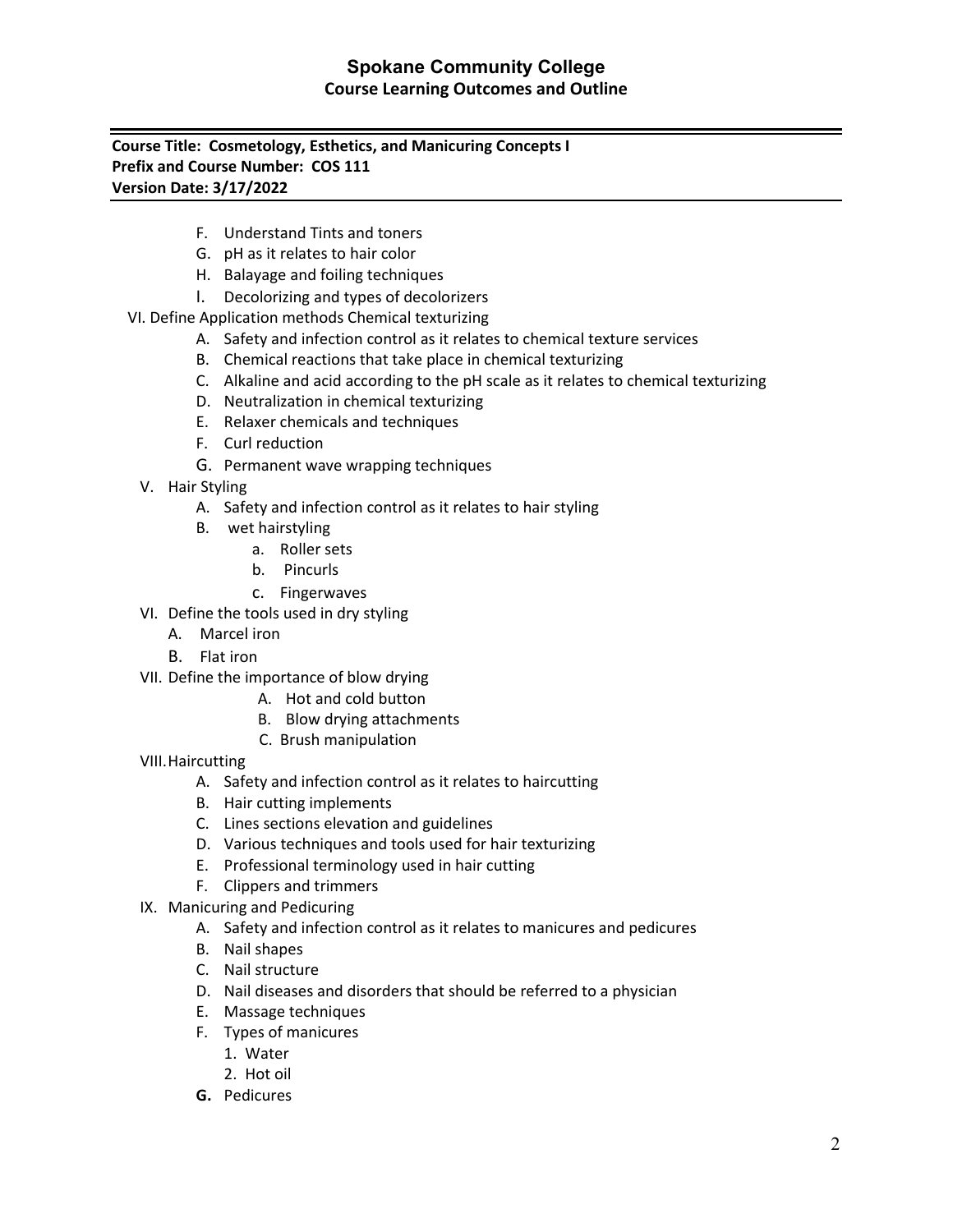# Spokane Community College

## Course Learning Outcomes and Outline

**Course Title: Cosmetology, Esthetics, and Manicuring Concepts I**
**Prefix and Course Number: COS 111**
**Version Date: 3/17/2022**

- F. Understand Tints and toners
- G. pH as it relates to hair color
- H. Balayage and foiling techniques
- I. Decolorizing and types of decolorizers

VI. Define Application methods Chemical texturizing

- A. Safety and infection control as it relates to chemical texture services
- B. Chemical reactions that take place in chemical texturizing
- C. Alkaline and acid according to the pH scale as it relates to chemical texturizing
- D. Neutralization in chemical texturizing
- E. Relaxer chemicals and techniques
- F. Curl reduction
- G. Permanent wave wrapping techniques

V. Hair Styling

- A. Safety and infection control as it relates to hair styling
- B. wet hairstyling
  - a. Roller sets
  - b. Pincurls
  - c. Fingerwaves

VI. Define the tools used in dry styling

- A. Marcel iron
- B. Flat iron

VII. Define the importance of blow drying

- A. Hot and cold button
- B. Blow drying attachments
- C. Brush manipulation

VIII. Haircutting

- A. Safety and infection control as it relates to haircutting
- B. Hair cutting implements
- C. Lines sections elevation and guidelines
- D. Various techniques and tools used for hair texturizing
- E. Professional terminology used in hair cutting
- F. Clippers and trimmers

IX. Manicuring and Pedicuring

- A. Safety and infection control as it relates to manicures and pedicures
- B. Nail shapes
- C. Nail structure
- D. Nail diseases and disorders that should be referred to a physician
- E. Massage techniques
- F. Types of manicures
  1. Water
  2. Hot oil
- **G.** Pedicures